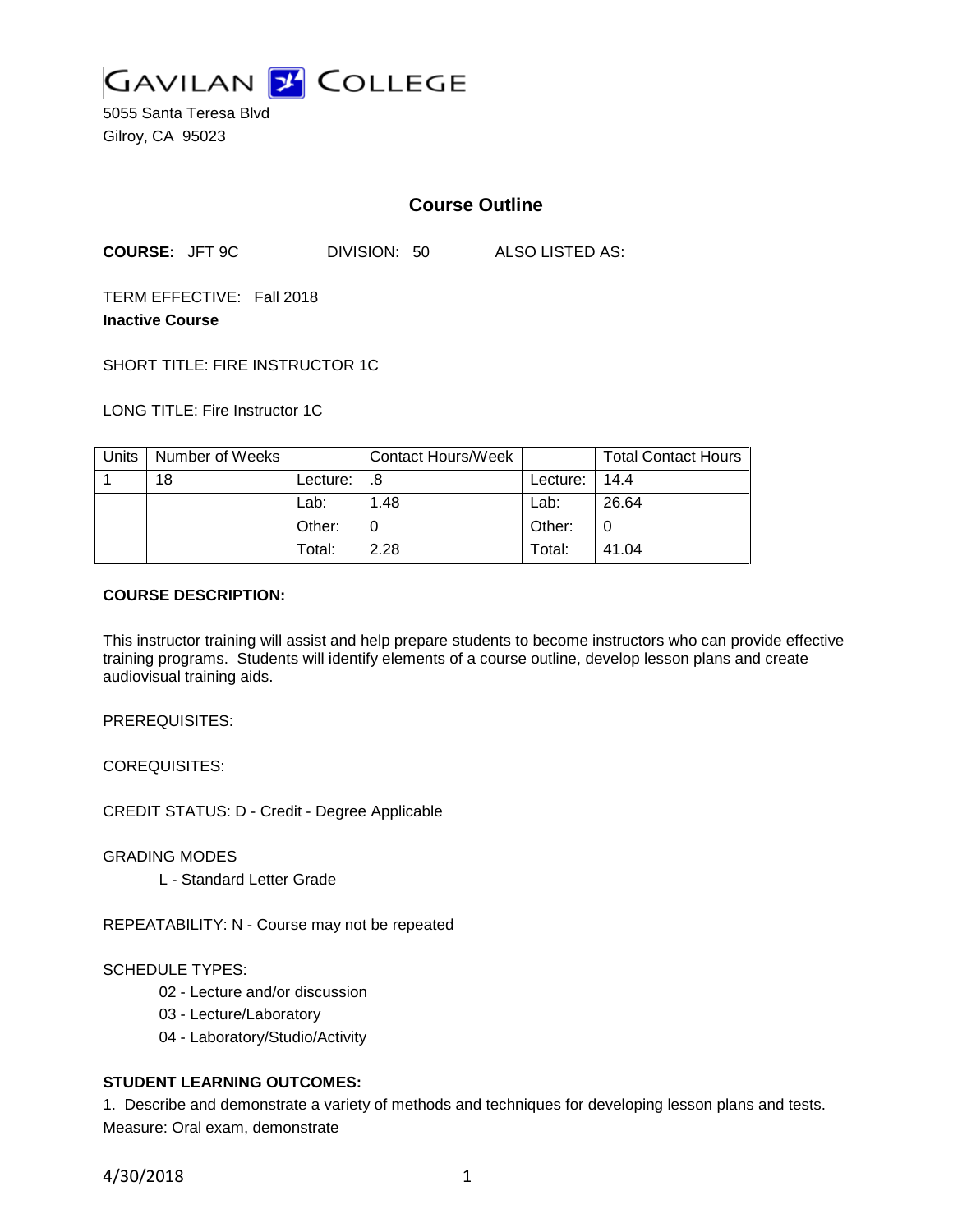GAVILAN COLLEGE

5055 Santa Teresa Blvd
Gilroy, CA 95023

## Course Outline

**COURSE:** JFT 9C DIVISION: 50 ALSO LISTED AS:

TERM EFFECTIVE: Fall 2018

**Inactive Course**

SHORT TITLE: FIRE INSTRUCTOR 1C

LONG TITLE: Fire Instructor 1C

| Units | Number of Weeks | | Contact Hours/Week | | Total Contact Hours |
|---|---|---|---|---|---|
| 1 | 18 | Lecture: | .8 | Lecture: | 14.4 |
| | | Lab: | 1.48 | Lab: | 26.64 |
| | | Other: | 0 | Other: | 0 |
| | | Total: | 2.28 | Total: | 41.04 |

**COURSE DESCRIPTION:**

This instructor training will assist and help prepare students to become instructors who can provide effective training programs. Students will identify elements of a course outline, develop lesson plans and create audiovisual training aids.

PREREQUISITES:

COREQUISITES:

CREDIT STATUS: D - Credit - Degree Applicable

GRADING MODES

L - Standard Letter Grade

REPEATABILITY: N - Course may not be repeated

SCHEDULE TYPES:

02 - Lecture and/or discussion
03 - Lecture/Laboratory
04 - Laboratory/Studio/Activity

**STUDENT LEARNING OUTCOMES:**

1. Describe and demonstrate a variety of methods and techniques for developing lesson plans and tests.
Measure: Oral exam, demonstrate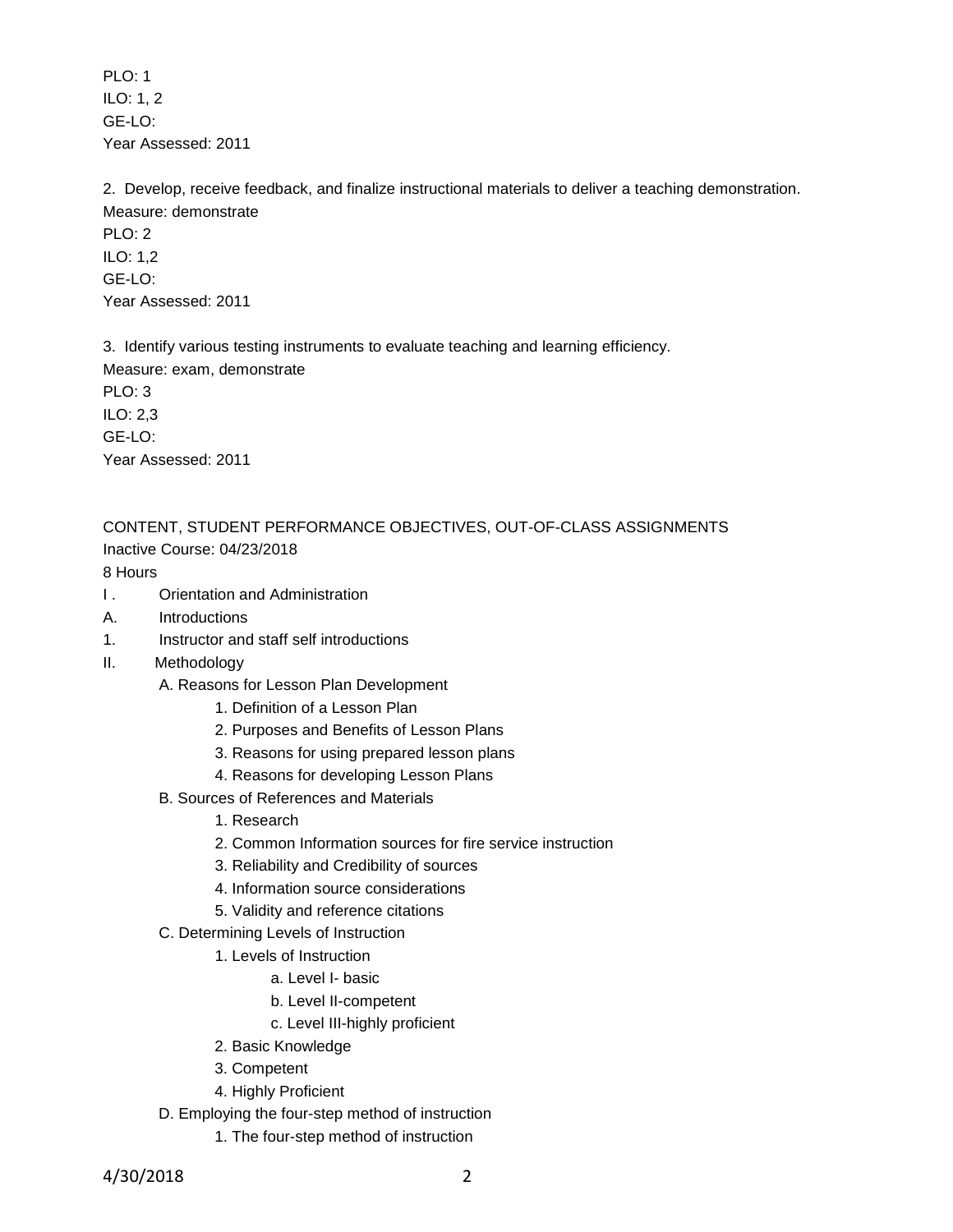PLO: 1
ILO: 1, 2
GE-LO:
Year Assessed: 2011

2. Develop, receive feedback, and finalize instructional materials to deliver a teaching demonstration.
Measure: demonstrate
PLO: 2
ILO: 1,2
GE-LO:
Year Assessed: 2011

3. Identify various testing instruments to evaluate teaching and learning efficiency.
Measure: exam, demonstrate
PLO: 3
ILO: 2,3
GE-LO:
Year Assessed: 2011

CONTENT, STUDENT PERFORMANCE OBJECTIVES, OUT-OF-CLASS ASSIGNMENTS

Inactive Course: 04/23/2018

8 Hours

I . Orientation and Administration
A. Introductions
1. Instructor and staff self introductions
II. Methodology
   - A. Reasons for Lesson Plan Development
      1. Definition of a Lesson Plan
      2. Purposes and Benefits of Lesson Plans
      3. Reasons for using prepared lesson plans
      4. Reasons for developing Lesson Plans
   - B. Sources of References and Materials
      1. Research
      2. Common Information sources for fire service instruction
      3. Reliability and Credibility of sources
      4. Information source considerations
      5. Validity and reference citations
   - C. Determining Levels of Instruction
      1. Levels of Instruction
         - a. Level I- basic
         - b. Level II-competent
         - c. Level III-highly proficient
      2. Basic Knowledge
      3. Competent
      4. Highly Proficient
   - D. Employing the four-step method of instruction
      1. The four-step method of instruction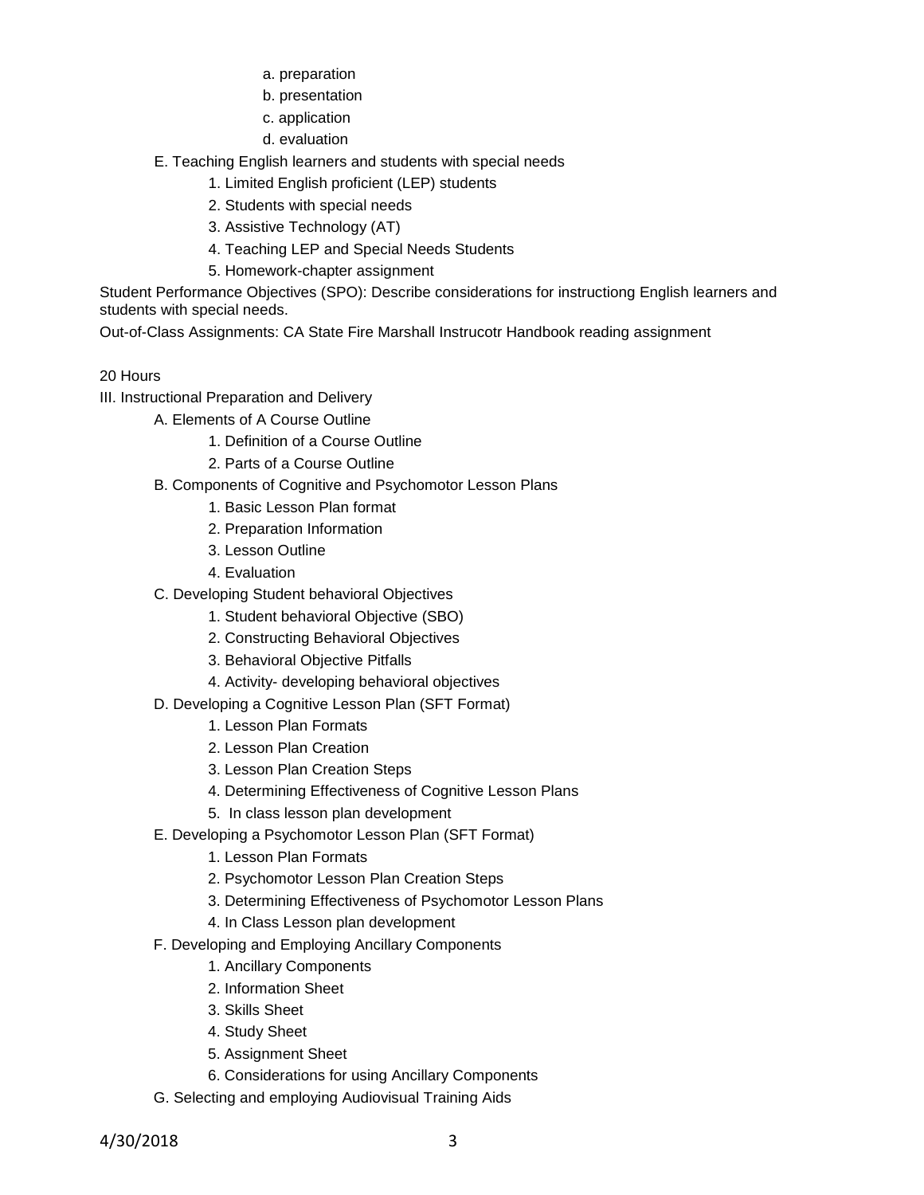a. preparation
b. presentation
c. application
d. evaluation

E. Teaching English learners and students with special needs
1. Limited English proficient (LEP) students
2. Students with special needs
3. Assistive Technology (AT)
4. Teaching LEP and Special Needs Students
5. Homework-chapter assignment

Student Performance Objectives (SPO): Describe considerations for instructiong English learners and students with special needs.

Out-of-Class Assignments: CA State Fire Marshall Instrucotr Handbook reading assignment

20 Hours

III. Instructional Preparation and Delivery

A. Elements of A Course Outline
1. Definition of a Course Outline
2. Parts of a Course Outline

B. Components of Cognitive and Psychomotor Lesson Plans
1. Basic Lesson Plan format
2. Preparation Information
3. Lesson Outline
4. Evaluation

C. Developing Student behavioral Objectives
1. Student behavioral Objective (SBO)
2. Constructing Behavioral Objectives
3. Behavioral Objective Pitfalls
4. Activity- developing behavioral objectives

D. Developing a Cognitive Lesson Plan (SFT Format)
1. Lesson Plan Formats
2. Lesson Plan Creation
3. Lesson Plan Creation Steps
4. Determining Effectiveness of Cognitive Lesson Plans
5. In class lesson plan development

E. Developing a Psychomotor Lesson Plan (SFT Format)
1. Lesson Plan Formats
2. Psychomotor Lesson Plan Creation Steps
3. Determining Effectiveness of Psychomotor Lesson Plans
4. In Class Lesson plan development

F. Developing and Employing Ancillary Components
1. Ancillary Components
2. Information Sheet
3. Skills Sheet
4. Study Sheet
5. Assignment Sheet
6. Considerations for using Ancillary Components

G. Selecting and employing Audiovisual Training Aids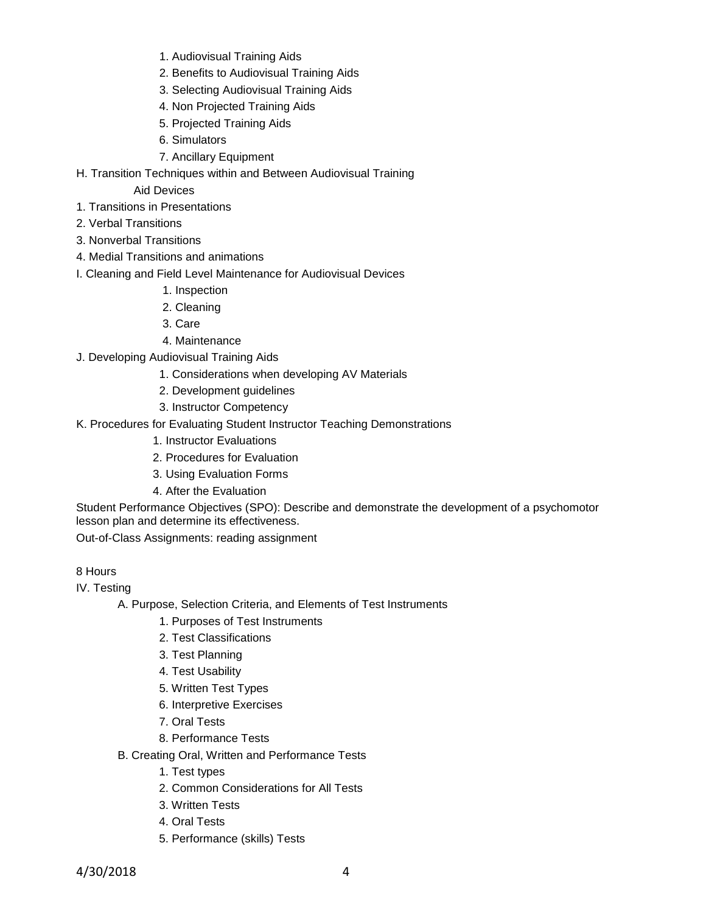1. Audiovisual Training Aids
2. Benefits to Audiovisual Training Aids
3. Selecting Audiovisual Training Aids
4. Non Projected Training Aids
5. Projected Training Aids
6. Simulators
7. Ancillary Equipment

H. Transition Techniques within and Between Audiovisual Training Aid Devices

1. Transitions in Presentations
2. Verbal Transitions
3. Nonverbal Transitions
4. Medial Transitions and animations

I. Cleaning and Field Level Maintenance for Audiovisual Devices

1. Inspection
2. Cleaning
3. Care
4. Maintenance

J. Developing Audiovisual Training Aids

1. Considerations when developing AV Materials
2. Development guidelines
3. Instructor Competency

K. Procedures for Evaluating Student Instructor Teaching Demonstrations

1. Instructor Evaluations
2. Procedures for Evaluation
3. Using Evaluation Forms
4. After the Evaluation

Student Performance Objectives (SPO): Describe and demonstrate the development of a psychomotor lesson plan and determine its effectiveness.

Out-of-Class Assignments: reading assignment

8 Hours

IV. Testing

A. Purpose, Selection Criteria, and Elements of Test Instruments

1. Purposes of Test Instruments
2. Test Classifications
3. Test Planning
4. Test Usability
5. Written Test Types
6. Interpretive Exercises
7. Oral Tests
8. Performance Tests

B. Creating Oral, Written and Performance Tests

1. Test types
2. Common Considerations for All Tests
3. Written Tests
4. Oral Tests
5. Performance (skills) Tests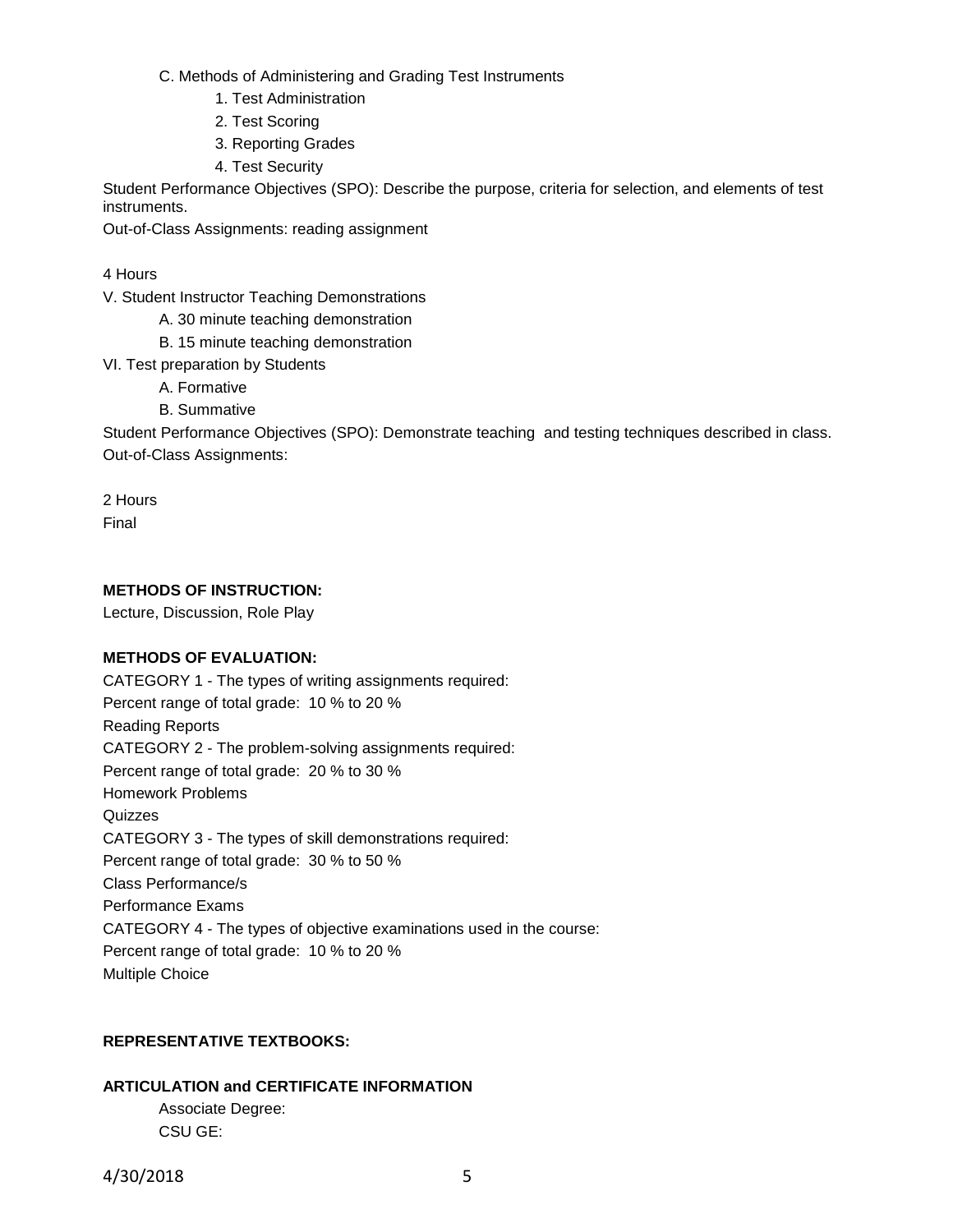C. Methods of Administering and Grading Test Instruments
1. Test Administration
2. Test Scoring
3. Reporting Grades
4. Test Security

Student Performance Objectives (SPO): Describe the purpose, criteria for selection, and elements of test instruments.

Out-of-Class Assignments: reading assignment

4 Hours

V. Student Instructor Teaching Demonstrations
A. 30 minute teaching demonstration
B. 15 minute teaching demonstration

VI. Test preparation by Students
A. Formative
B. Summative

Student Performance Objectives (SPO): Demonstrate teaching and testing techniques described in class.

Out-of-Class Assignments:

2 Hours

Final

**METHODS OF INSTRUCTION:**

Lecture, Discussion, Role Play

**METHODS OF EVALUATION:**

CATEGORY 1 - The types of writing assignments required:
Percent range of total grade: 10 % to 20 %
Reading Reports

CATEGORY 2 - The problem-solving assignments required:
Percent range of total grade: 20 % to 30 %
Homework Problems
Quizzes

CATEGORY 3 - The types of skill demonstrations required:
Percent range of total grade: 30 % to 50 %
Class Performance/s
Performance Exams

CATEGORY 4 - The types of objective examinations used in the course:
Percent range of total grade: 10 % to 20 %
Multiple Choice

**REPRESENTATIVE TEXTBOOKS:**

**ARTICULATION and CERTIFICATE INFORMATION**

Associate Degree:
CSU GE: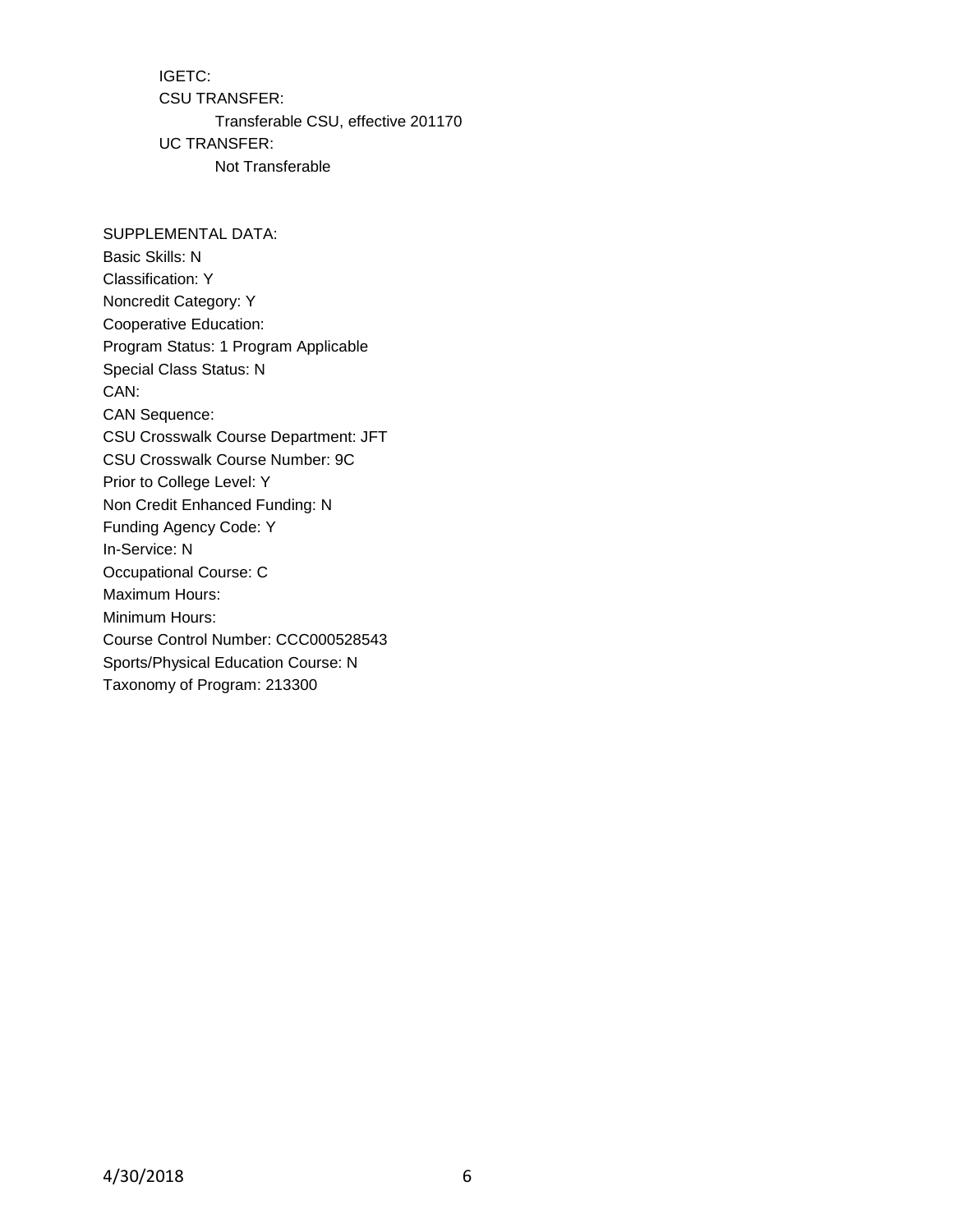IGETC:

CSU TRANSFER:

Transferable CSU, effective 201170

UC TRANSFER:

Not Transferable

SUPPLEMENTAL DATA:

Basic Skills: N

Classification: Y

Noncredit Category: Y

Cooperative Education:

Program Status: 1 Program Applicable

Special Class Status: N

CAN:

CAN Sequence:

CSU Crosswalk Course Department: JFT

CSU Crosswalk Course Number: 9C

Prior to College Level: Y

Non Credit Enhanced Funding: N

Funding Agency Code: Y

In-Service: N

Occupational Course: C

Maximum Hours:

Minimum Hours:

Course Control Number: CCC000528543

Sports/Physical Education Course: N

Taxonomy of Program: 213300